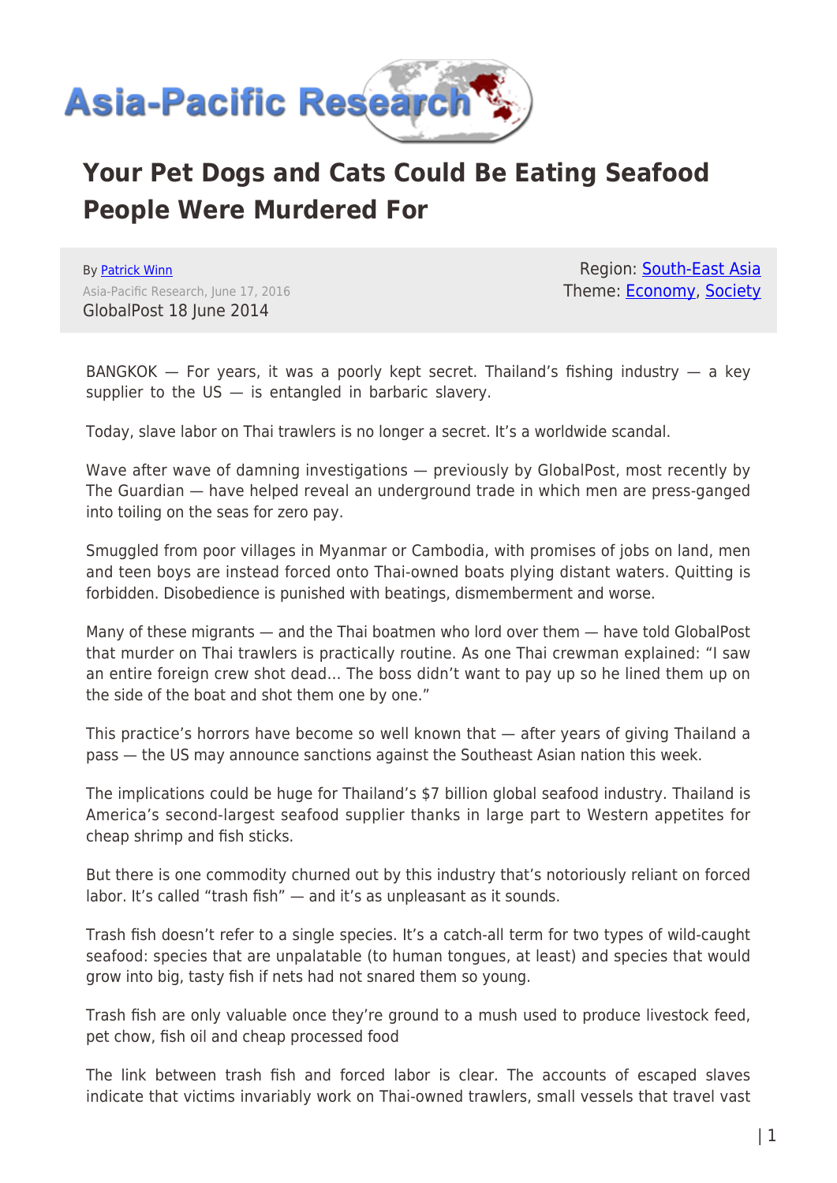# Your Pet Dogs and Cats Could Be Eating Seafood People Were Murdered For

By [Patrick Winn](#)
Asia-Pacific Research, June 17, 2016
GlobalPost 18 June 2014

Region: [South-East Asia](#)
Theme: [Economy](#), [Society](#)

BANGKOK — For years, it was a poorly kept secret. Thailand's fishing industry — a key supplier to the US — is entangled in barbaric slavery.

Today, slave labor on Thai trawlers is no longer a secret. It's a worldwide scandal.

Wave after wave of damning investigations — previously by GlobalPost, most recently by The Guardian — have helped reveal an underground trade in which men are press-ganged into toiling on the seas for zero pay.

Smuggled from poor villages in Myanmar or Cambodia, with promises of jobs on land, men and teen boys are instead forced onto Thai-owned boats plying distant waters. Quitting is forbidden. Disobedience is punished with beatings, dismemberment and worse.

Many of these migrants — and the Thai boatmen who lord over them — have told GlobalPost that murder on Thai trawlers is practically routine. As one Thai crewman explained: "I saw an entire foreign crew shot dead… The boss didn't want to pay up so he lined them up on the side of the boat and shot them one by one."

This practice's horrors have become so well known that — after years of giving Thailand a pass — the US may announce sanctions against the Southeast Asian nation this week.

The implications could be huge for Thailand's $7 billion global seafood industry. Thailand is America's second-largest seafood supplier thanks in large part to Western appetites for cheap shrimp and fish sticks.

But there is one commodity churned out by this industry that's notoriously reliant on forced labor. It's called "trash fish" — and it's as unpleasant as it sounds.

Trash fish doesn't refer to a single species. It's a catch-all term for two types of wild-caught seafood: species that are unpalatable (to human tongues, at least) and species that would grow into big, tasty fish if nets had not snared them so young.

Trash fish are only valuable once they're ground to a mush used to produce livestock feed, pet chow, fish oil and cheap processed food

The link between trash fish and forced labor is clear. The accounts of escaped slaves indicate that victims invariably work on Thai-owned trawlers, small vessels that travel vast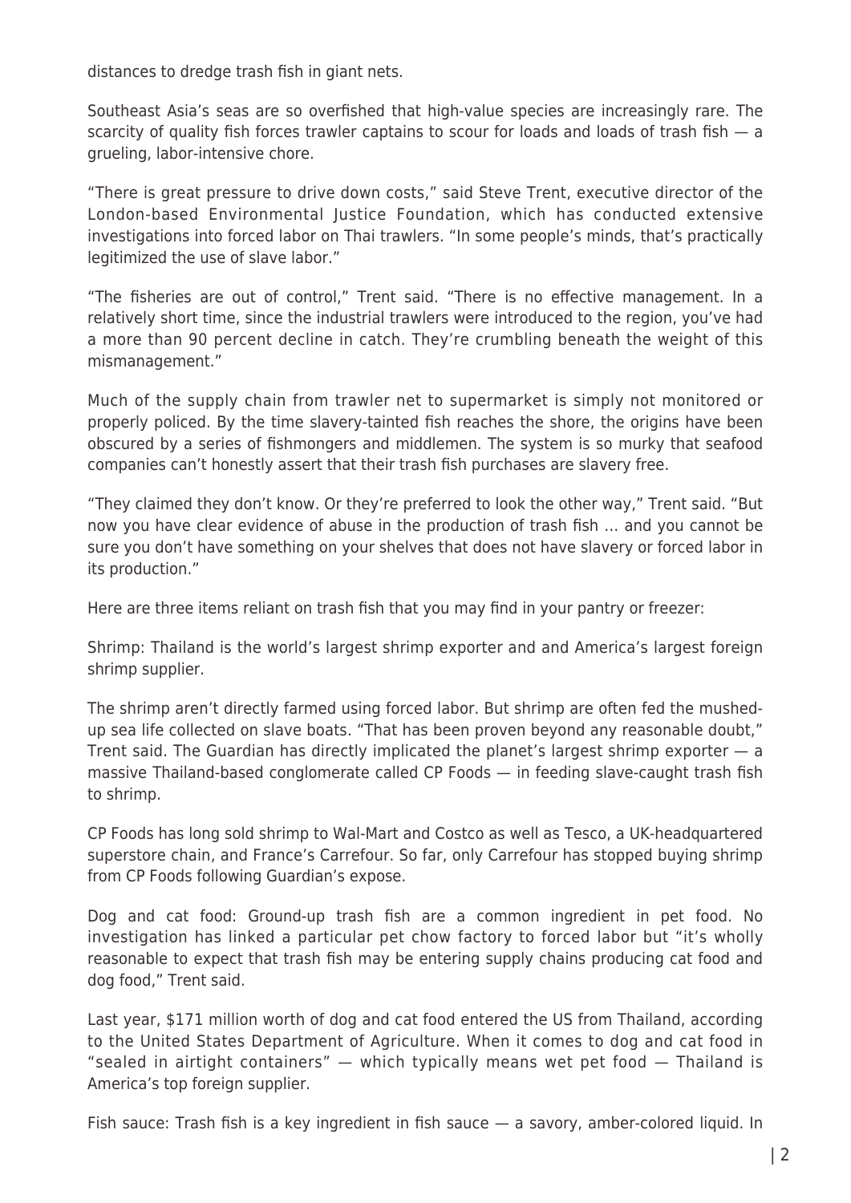distances to dredge trash fish in giant nets.

Southeast Asia's seas are so overfished that high-value species are increasingly rare. The scarcity of quality fish forces trawler captains to scour for loads and loads of trash fish — a grueling, labor-intensive chore.

"There is great pressure to drive down costs," said Steve Trent, executive director of the London-based Environmental Justice Foundation, which has conducted extensive investigations into forced labor on Thai trawlers. "In some people's minds, that's practically legitimized the use of slave labor."

"The fisheries are out of control," Trent said. "There is no effective management. In a relatively short time, since the industrial trawlers were introduced to the region, you've had a more than 90 percent decline in catch. They're crumbling beneath the weight of this mismanagement."

Much of the supply chain from trawler net to supermarket is simply not monitored or properly policed. By the time slavery-tainted fish reaches the shore, the origins have been obscured by a series of fishmongers and middlemen. The system is so murky that seafood companies can't honestly assert that their trash fish purchases are slavery free.

"They claimed they don't know. Or they're preferred to look the other way," Trent said. "But now you have clear evidence of abuse in the production of trash fish … and you cannot be sure you don't have something on your shelves that does not have slavery or forced labor in its production."

Here are three items reliant on trash fish that you may find in your pantry or freezer:

Shrimp: Thailand is the world's largest shrimp exporter and and America's largest foreign shrimp supplier.

The shrimp aren't directly farmed using forced labor. But shrimp are often fed the mushed-up sea life collected on slave boats. "That has been proven beyond any reasonable doubt," Trent said. The Guardian has directly implicated the planet's largest shrimp exporter — a massive Thailand-based conglomerate called CP Foods — in feeding slave-caught trash fish to shrimp.

CP Foods has long sold shrimp to Wal-Mart and Costco as well as Tesco, a UK-headquartered superstore chain, and France's Carrefour. So far, only Carrefour has stopped buying shrimp from CP Foods following Guardian's expose.

Dog and cat food: Ground-up trash fish are a common ingredient in pet food. No investigation has linked a particular pet chow factory to forced labor but "it's wholly reasonable to expect that trash fish may be entering supply chains producing cat food and dog food," Trent said.

Last year, $171 million worth of dog and cat food entered the US from Thailand, according to the United States Department of Agriculture. When it comes to dog and cat food in "sealed in airtight containers" — which typically means wet pet food — Thailand is America's top foreign supplier.

Fish sauce: Trash fish is a key ingredient in fish sauce — a savory, amber-colored liquid. In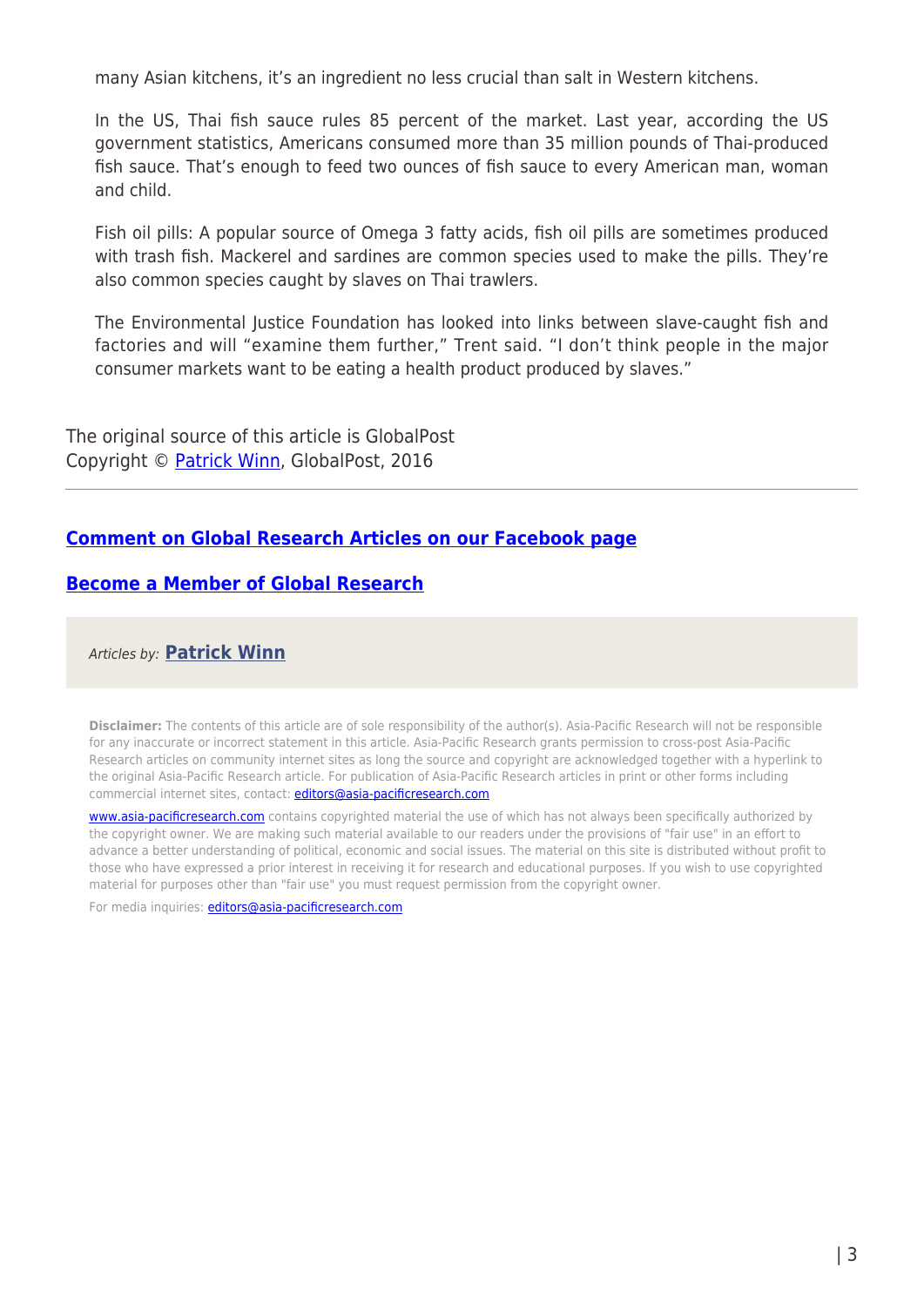many Asian kitchens, it's an ingredient no less crucial than salt in Western kitchens.

In the US, Thai fish sauce rules 85 percent of the market. Last year, according the US government statistics, Americans consumed more than 35 million pounds of Thai-produced fish sauce. That's enough to feed two ounces of fish sauce to every American man, woman and child.

Fish oil pills: A popular source of Omega 3 fatty acids, fish oil pills are sometimes produced with trash fish. Mackerel and sardines are common species used to make the pills. They're also common species caught by slaves on Thai trawlers.

The Environmental Justice Foundation has looked into links between slave-caught fish and factories and will "examine them further," Trent said. "I don't think people in the major consumer markets want to be eating a health product produced by slaves."

The original source of this article is GlobalPost
Copyright © Patrick Winn, GlobalPost, 2016

---

**Comment on Global Research Articles on our Facebook page**

**Become a Member of Global Research**

*Articles by:* **Patrick Winn**

**Disclaimer:** The contents of this article are of sole responsibility of the author(s). Asia-Pacific Research will not be responsible for any inaccurate or incorrect statement in this article. Asia-Pacific Research grants permission to cross-post Asia-Pacific Research articles on community internet sites as long the source and copyright are acknowledged together with a hyperlink to the original Asia-Pacific Research article. For publication of Asia-Pacific Research articles in print or other forms including commercial internet sites, contact: editors@asia-pacificresearch.com

www.asia-pacificresearch.com contains copyrighted material the use of which has not always been specifically authorized by the copyright owner. We are making such material available to our readers under the provisions of "fair use" in an effort to advance a better understanding of political, economic and social issues. The material on this site is distributed without profit to those who have expressed a prior interest in receiving it for research and educational purposes. If you wish to use copyrighted material for purposes other than "fair use" you must request permission from the copyright owner.

For media inquiries: editors@asia-pacificresearch.com